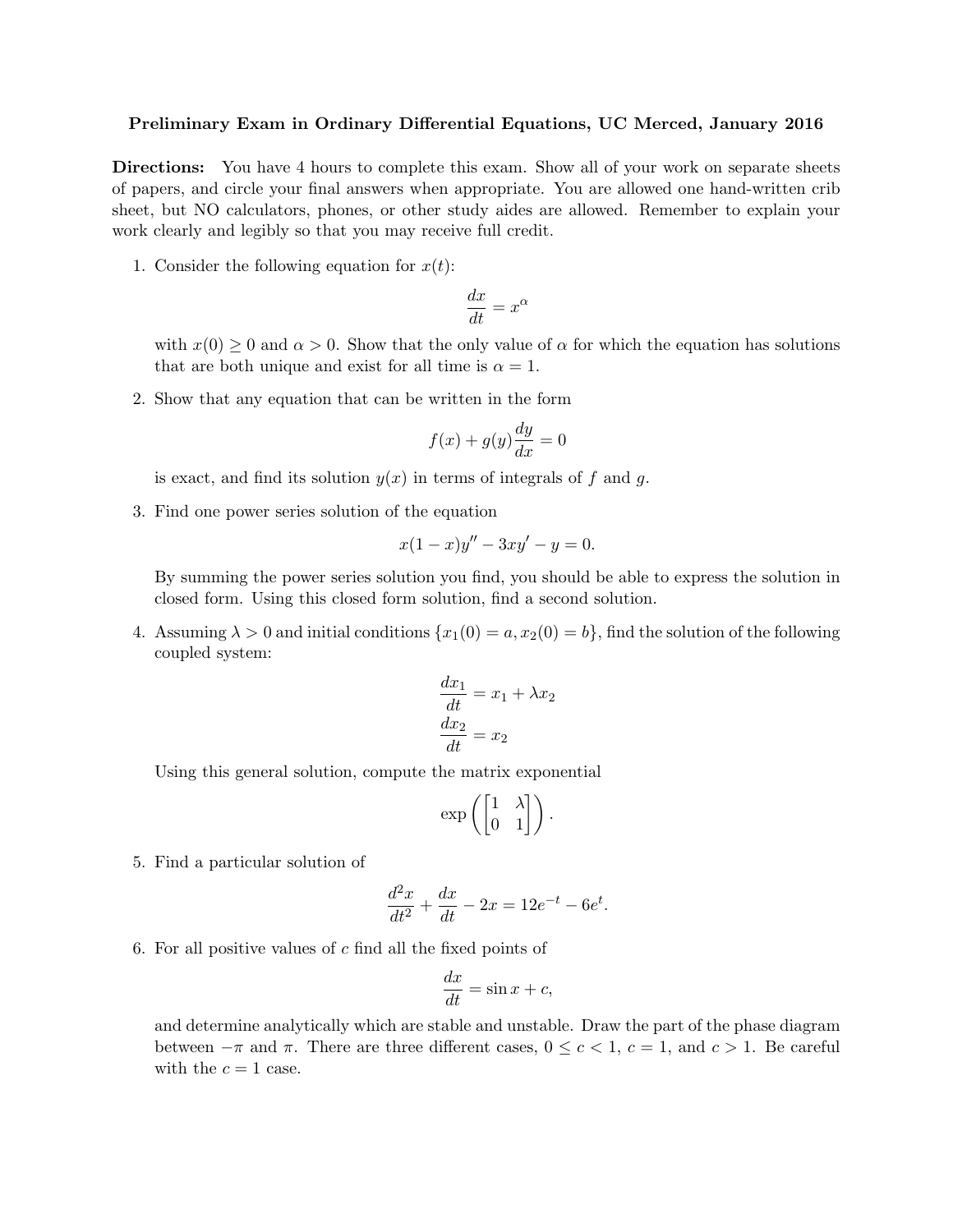**Preliminary Exam in Ordinary Differential Equations, UC Merced, January 2016**

**Directions:** You have 4 hours to complete this exam. Show all of your work on separate sheets of papers, and circle your final answers when appropriate. You are allowed one hand-written crib sheet, but NO calculators, phones, or other study aides are allowed. Remember to explain your work clearly and legibly so that you may receive full credit.

1. Consider the following equation for $x(t)$:

$$\frac{dx}{dt} = x^{\alpha}$$

with $x(0) \geq 0$ and $\alpha > 0$. Show that the only value of $\alpha$ for which the equation has solutions that are both unique and exist for all time is $\alpha = 1$.

2. Show that any equation that can be written in the form

$$f(x) + g(y)\frac{dy}{dx} = 0$$

is exact, and find its solution $y(x)$ in terms of integrals of $f$ and $g$.

3. Find one power series solution of the equation

$$x(1-x)y'' - 3xy' - y = 0.$$

By summing the power series solution you find, you should be able to express the solution in closed form. Using this closed form solution, find a second solution.

4. Assuming $\lambda > 0$ and initial conditions $\{x_1(0) = a, x_2(0) = b\}$, find the solution of the following coupled system:

$$\frac{dx_1}{dt} = x_1 + \lambda x_2$$
$$\frac{dx_2}{dt} = x_2$$

Using this general solution, compute the matrix exponential

$$\exp\left(\begin{bmatrix} 1 & \lambda \\ 0 & 1 \end{bmatrix}\right).$$

5. Find a particular solution of

$$\frac{d^2x}{dt^2} + \frac{dx}{dt} - 2x = 12e^{-t} - 6e^{t}.$$

6. For all positive values of $c$ find all the fixed points of

$$\frac{dx}{dt} = \sin x + c,$$

and determine analytically which are stable and unstable. Draw the part of the phase diagram between $-\pi$ and $\pi$. There are three different cases, $0 \leq c < 1$, $c = 1$, and $c > 1$. Be careful with the $c = 1$ case.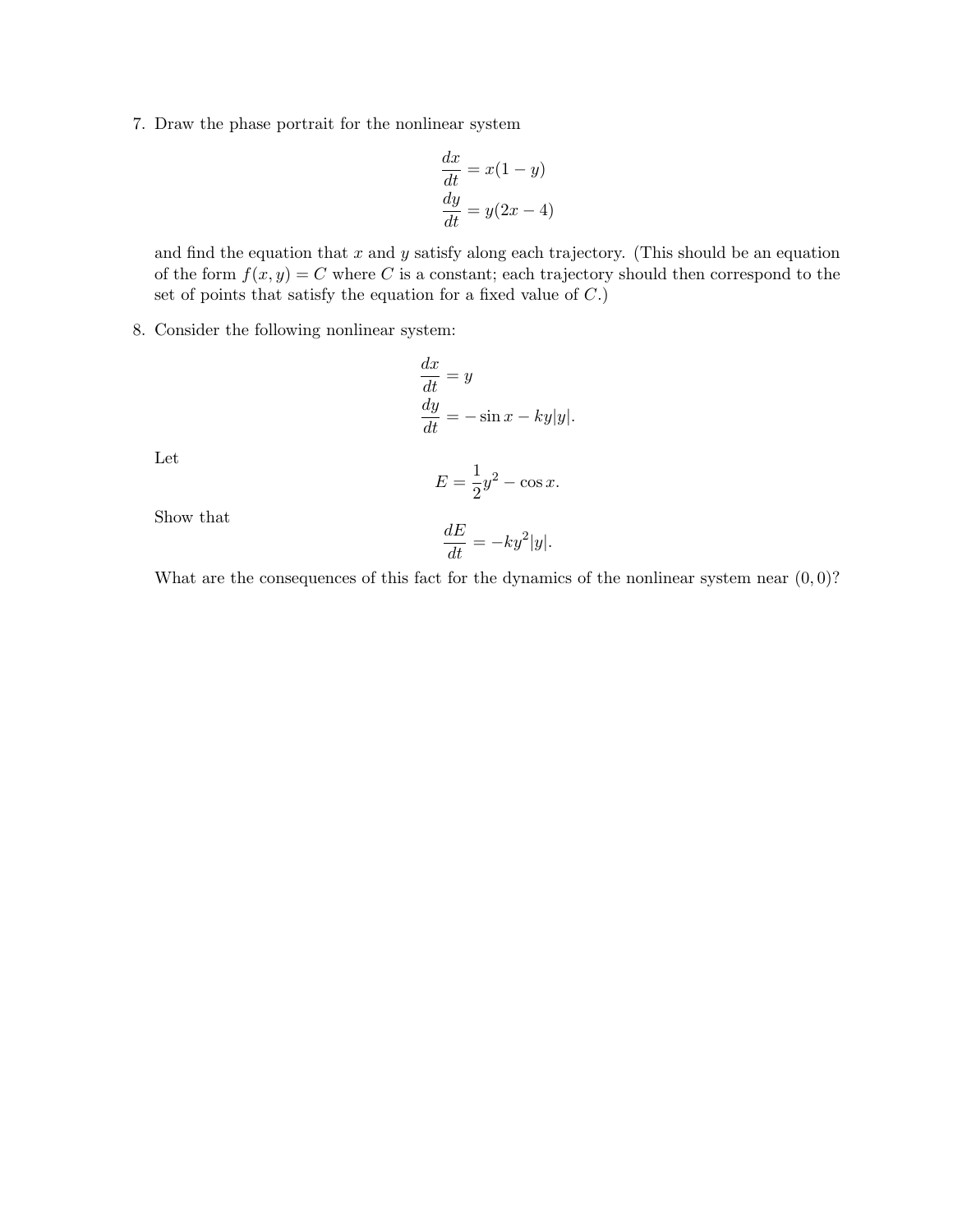7. Draw the phase portrait for the nonlinear system

$$\frac{dx}{dt} = x(1-y)$$
$$\frac{dy}{dt} = y(2x-4)$$

and find the equation that $x$ and $y$ satisfy along each trajectory. (This should be an equation of the form $f(x,y) = C$ where $C$ is a constant; each trajectory should then correspond to the set of points that satisfy the equation for a fixed value of $C$.)

8. Consider the following nonlinear system:

$$\frac{dx}{dt} = y$$
$$\frac{dy}{dt} = -\sin x - ky|y|.$$

Let

$$E = \frac{1}{2}y^2 - \cos x.$$

Show that

$$\frac{dE}{dt} = -ky^2|y|.$$

What are the consequences of this fact for the dynamics of the nonlinear system near $(0,0)$?